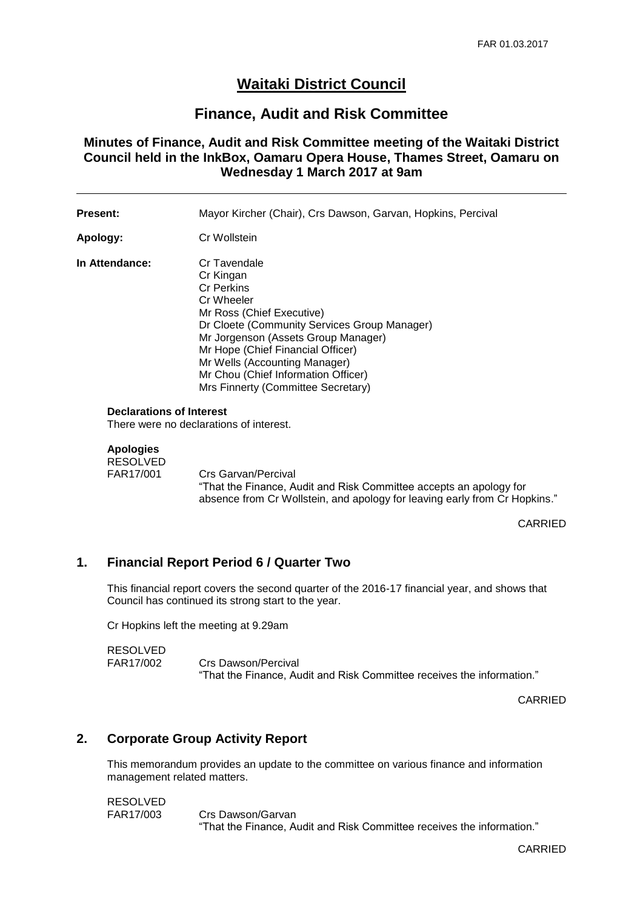# Waitaki District Council

## Finance, Audit and Risk Committee

### Minutes of Finance, Audit and Risk Committee meeting of the Waitaki District Council held in the InkBox, Oamaru Opera House, Thames Street, Oamaru on Wednesday 1 March 2017 at 9am

---

**Present:** Mayor Kircher (Chair), Crs Dawson, Garvan, Hopkins, Percival

**Apology:** Cr Wollstein

**In Attendance:**
Cr Tavendale
Cr Kingan
Cr Perkins
Cr Wheeler
Mr Ross (Chief Executive)
Dr Cloete (Community Services Group Manager)
Mr Jorgenson (Assets Group Manager)
Mr Hope (Chief Financial Officer)
Mr Wells (Accounting Manager)
Mr Chou (Chief Information Officer)
Mrs Finnerty (Committee Secretary)

**Declarations of Interest**
There were no declarations of interest.

**Apologies**
RESOLVED
FAR17/001 Crs Garvan/Percival
"That the Finance, Audit and Risk Committee accepts an apology for absence from Cr Wollstein, and apology for leaving early from Cr Hopkins."

CARRIED

## 1. Financial Report Period 6 / Quarter Two

This financial report covers the second quarter of the 2016-17 financial year, and shows that Council has continued its strong start to the year.

Cr Hopkins left the meeting at 9.29am

RESOLVED
FAR17/002 Crs Dawson/Percival
"That the Finance, Audit and Risk Committee receives the information."

CARRIED

## 2. Corporate Group Activity Report

This memorandum provides an update to the committee on various finance and information management related matters.

RESOLVED
FAR17/003 Crs Dawson/Garvan
"That the Finance, Audit and Risk Committee receives the information."

CARRIED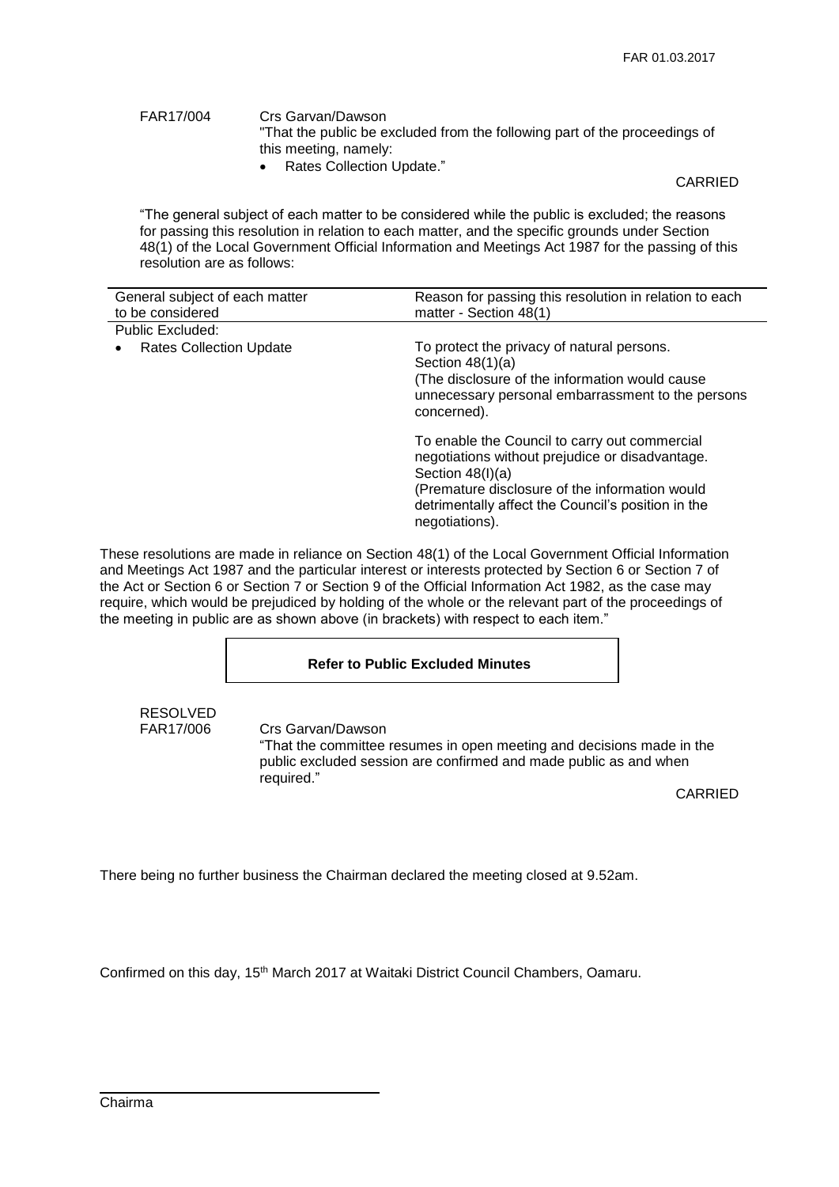FAR17/004 Crs Garvan/Dawson

"That the public be excluded from the following part of the proceedings of this meeting, namely:

- Rates Collection Update."

CARRIED

"The general subject of each matter to be considered while the public is excluded; the reasons for passing this resolution in relation to each matter, and the specific grounds under Section 48(1) of the Local Government Official Information and Meetings Act 1987 for the passing of this resolution are as follows:

| General subject of each matter to be considered | Reason for passing this resolution in relation to each matter - Section 48(1) |
|---|---|
| Public Excluded: | |
| • Rates Collection Update | To protect the privacy of natural persons. Section 48(1)(a) (The disclosure of the information would cause unnecessary personal embarrassment to the persons concerned). |
| | To enable the Council to carry out commercial negotiations without prejudice or disadvantage. Section 48(I)(a) (Premature disclosure of the information would detrimentally affect the Council's position in the negotiations). |

These resolutions are made in reliance on Section 48(1) of the Local Government Official Information and Meetings Act 1987 and the particular interest or interests protected by Section 6 or Section 7 of the Act or Section 6 or Section 7 or Section 9 of the Official Information Act 1982, as the case may require, which would be prejudiced by holding of the whole or the relevant part of the proceedings of the meeting in public are as shown above (in brackets) with respect to each item."

**Refer to Public Excluded Minutes**

RESOLVED

FAR17/006 Crs Garvan/Dawson

"That the committee resumes in open meeting and decisions made in the public excluded session are confirmed and made public as and when required."

CARRIED

There being no further business the Chairman declared the meeting closed at 9.52am.

Confirmed on this day, 15th March 2017 at Waitaki District Council Chambers, Oamaru.

Chairma